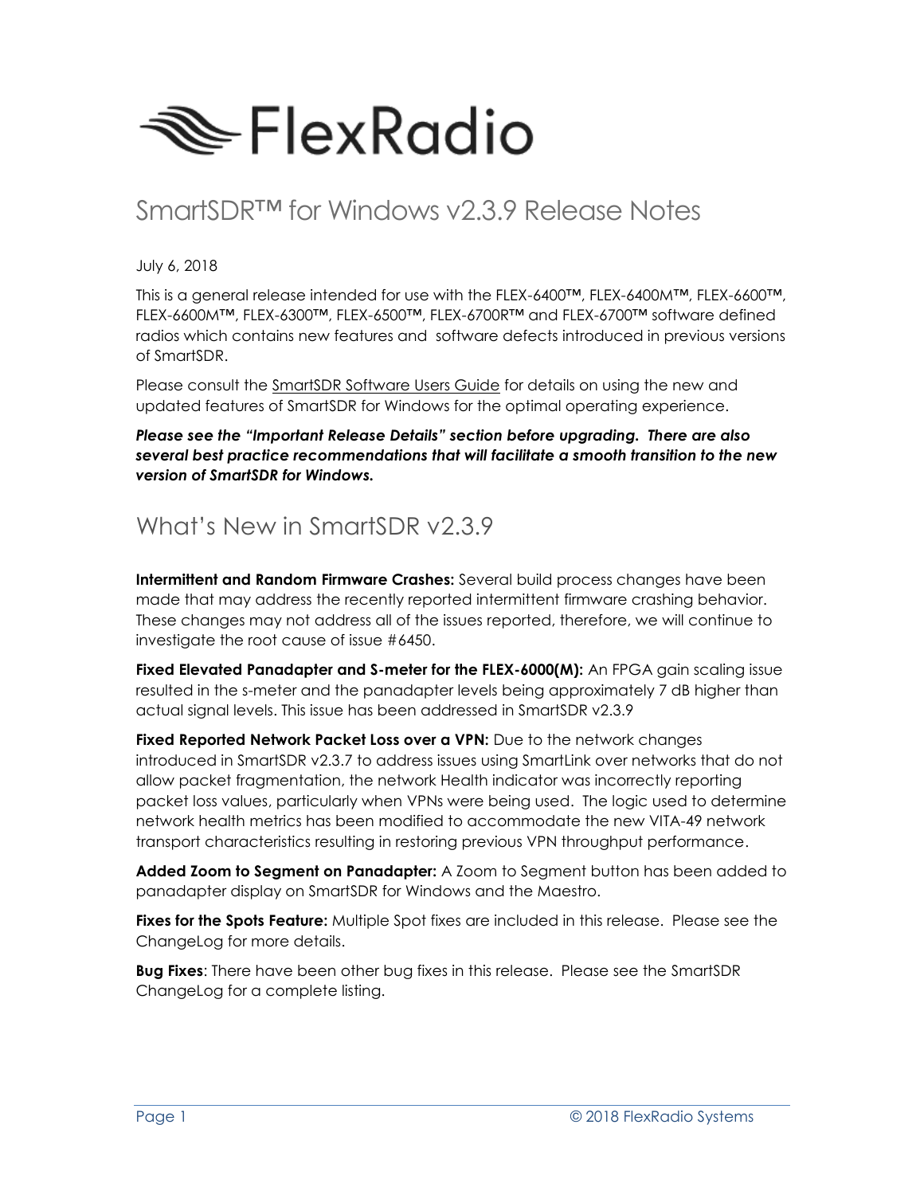# FlexRadio

# SmartSDR™ for Windows v2.3.9 Release Notes

July 6, 2018

This is a general release intended for use with the FLEX-6400™, FLEX-6400M™, FLEX-6600™, FLEX-6600M™, FLEX-6300™, FLEX-6500™, FLEX-6700R™ and FLEX-6700™ software defined radios which contains new features and software defects introduced in previous versions of SmartSDR.

Please consult the SmartSDR Software Users Guide for details on using the new and updated features of SmartSDR for Windows for the optimal operating experience.

***Please see the "Important Release Details" section before upgrading. There are also several best practice recommendations that will facilitate a smooth transition to the new version of SmartSDR for Windows.***

## What's New in SmartSDR v2.3.9

**Intermittent and Random Firmware Crashes:** Several build process changes have been made that may address the recently reported intermittent firmware crashing behavior. These changes may not address all of the issues reported, therefore, we will continue to investigate the root cause of issue #6450.

**Fixed Elevated Panadapter and S-meter for the FLEX-6000(M):** An FPGA gain scaling issue resulted in the s-meter and the panadapter levels being approximately 7 dB higher than actual signal levels. This issue has been addressed in SmartSDR v2.3.9

**Fixed Reported Network Packet Loss over a VPN:** Due to the network changes introduced in SmartSDR v2.3.7 to address issues using SmartLink over networks that do not allow packet fragmentation, the network Health indicator was incorrectly reporting packet loss values, particularly when VPNs were being used. The logic used to determine network health metrics has been modified to accommodate the new VITA-49 network transport characteristics resulting in restoring previous VPN throughput performance.

**Added Zoom to Segment on Panadapter:** A Zoom to Segment button has been added to panadapter display on SmartSDR for Windows and the Maestro.

**Fixes for the Spots Feature:** Multiple Spot fixes are included in this release. Please see the ChangeLog for more details.

**Bug Fixes**: There have been other bug fixes in this release. Please see the SmartSDR ChangeLog for a complete listing.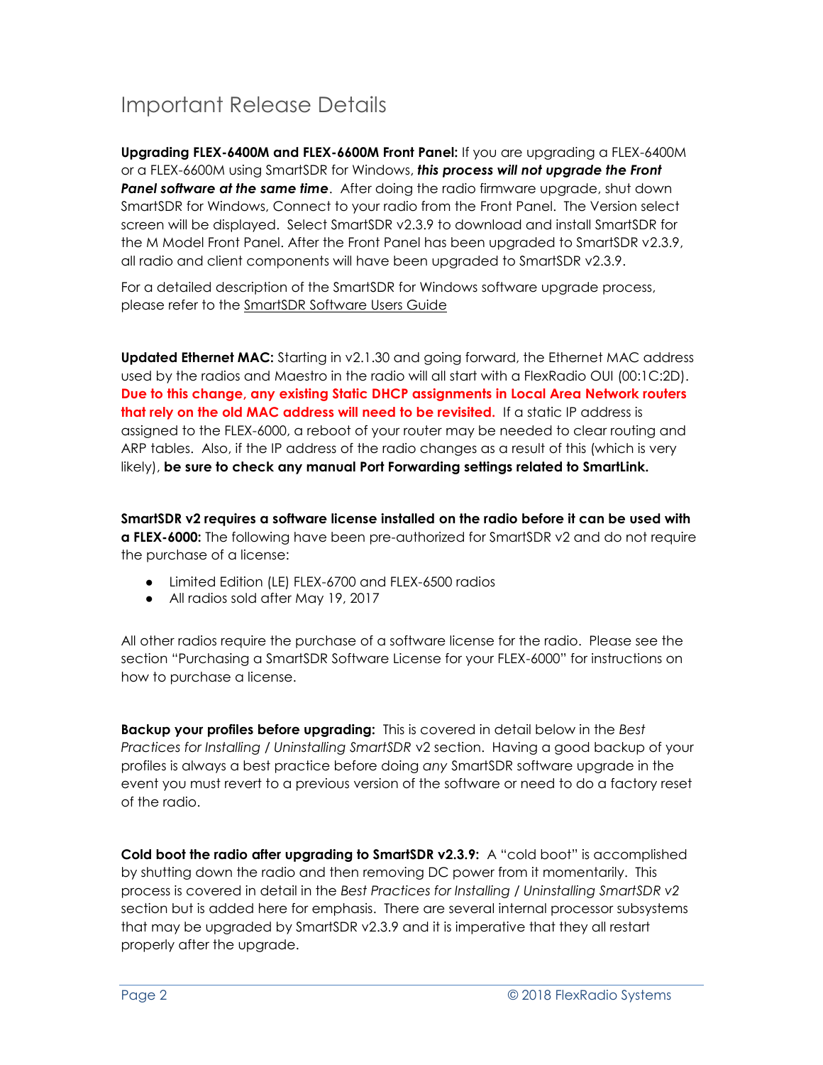# Important Release Details

**Upgrading FLEX-6400M and FLEX-6600M Front Panel:** If you are upgrading a FLEX-6400M or a FLEX-6600M using SmartSDR for Windows, ***this process will not upgrade the Front Panel software at the same time***. After doing the radio firmware upgrade, shut down SmartSDR for Windows, Connect to your radio from the Front Panel. The Version select screen will be displayed. Select SmartSDR v2.3.9 to download and install SmartSDR for the M Model Front Panel. After the Front Panel has been upgraded to SmartSDR v2.3.9, all radio and client components will have been upgraded to SmartSDR v2.3.9.

For a detailed description of the SmartSDR for Windows software upgrade process, please refer to the SmartSDR Software Users Guide

**Updated Ethernet MAC:** Starting in v2.1.30 and going forward, the Ethernet MAC address used by the radios and Maestro in the radio will all start with a FlexRadio OUI (00:1C:2D). **Due to this change, any existing Static DHCP assignments in Local Area Network routers that rely on the old MAC address will need to be revisited.** If a static IP address is assigned to the FLEX-6000, a reboot of your router may be needed to clear routing and ARP tables. Also, if the IP address of the radio changes as a result of this (which is very likely), **be sure to check any manual Port Forwarding settings related to SmartLink.**

**SmartSDR v2 requires a software license installed on the radio before it can be used with a FLEX-6000:** The following have been pre-authorized for SmartSDR v2 and do not require the purchase of a license:

- Limited Edition (LE) FLEX-6700 and FLEX-6500 radios
- All radios sold after May 19, 2017

All other radios require the purchase of a software license for the radio. Please see the section "Purchasing a SmartSDR Software License for your FLEX-6000" for instructions on how to purchase a license.

**Backup your profiles before upgrading:** This is covered in detail below in the *Best Practices for Installing / Uninstalling SmartSDR* v2 section. Having a good backup of your profiles is always a best practice before doing *any* SmartSDR software upgrade in the event you must revert to a previous version of the software or need to do a factory reset of the radio.

**Cold boot the radio after upgrading to SmartSDR v2.3.9:** A "cold boot" is accomplished by shutting down the radio and then removing DC power from it momentarily. This process is covered in detail in the *Best Practices for Installing / Uninstalling SmartSDR v2* section but is added here for emphasis. There are several internal processor subsystems that may be upgraded by SmartSDR v2.3.9 and it is imperative that they all restart properly after the upgrade.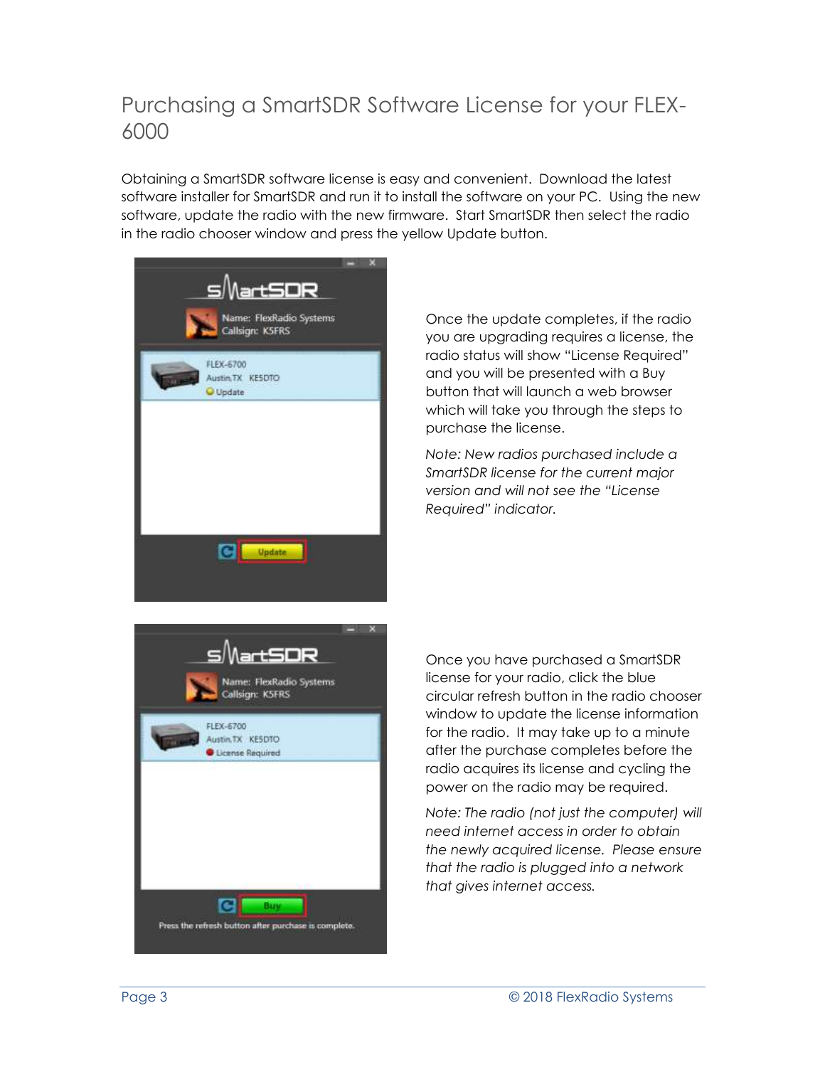# Purchasing a SmartSDR Software License for your FLEX-6000

Obtaining a SmartSDR software license is easy and convenient. Download the latest software installer for SmartSDR and run it to install the software on your PC. Using the new software, update the radio with the new firmware. Start SmartSDR then select the radio in the radio chooser window and press the yellow Update button.

Once the update completes, if the radio you are upgrading requires a license, the radio status will show "License Required" and you will be presented with a Buy button that will launch a web browser which will take you through the steps to purchase the license.

*Note: New radios purchased include a SmartSDR license for the current major version and will not see the "License Required" indicator.*

Once you have purchased a SmartSDR license for your radio, click the blue circular refresh button in the radio chooser window to update the license information for the radio. It may take up to a minute after the purchase completes before the radio acquires its license and cycling the power on the radio may be required.

*Note: The radio (not just the computer) will need internet access in order to obtain the newly acquired license. Please ensure that the radio is plugged into a network that gives internet access.*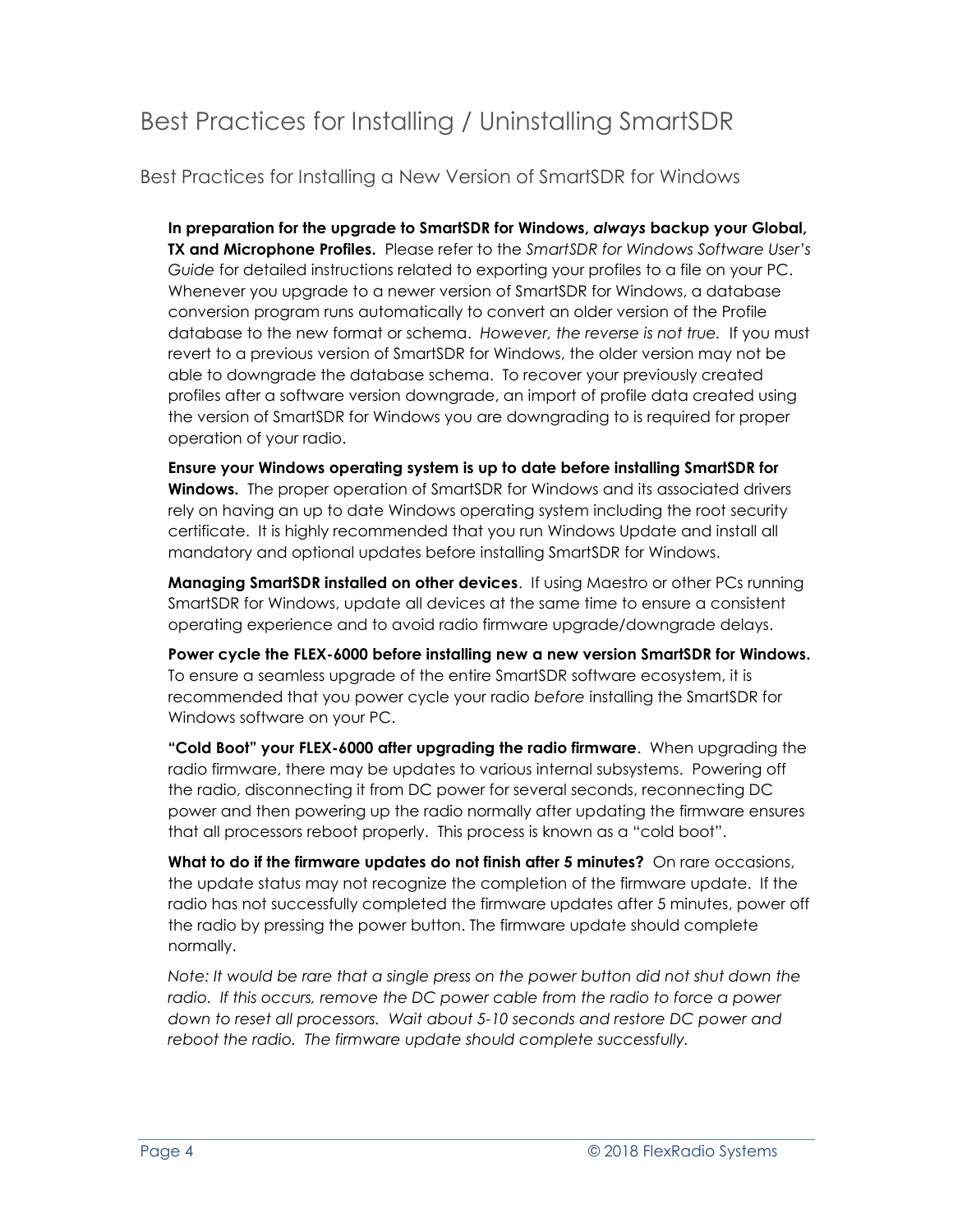# Best Practices for Installing / Uninstalling SmartSDR

## Best Practices for Installing a New Version of SmartSDR for Windows

**In preparation for the upgrade to SmartSDR for Windows, *always* backup your Global, TX and Microphone Profiles.** Please refer to the *SmartSDR for Windows Software User's Guide* for detailed instructions related to exporting your profiles to a file on your PC. Whenever you upgrade to a newer version of SmartSDR for Windows, a database conversion program runs automatically to convert an older version of the Profile database to the new format or schema. *However, the reverse is not true.* If you must revert to a previous version of SmartSDR for Windows, the older version may not be able to downgrade the database schema. To recover your previously created profiles after a software version downgrade, an import of profile data created using the version of SmartSDR for Windows you are downgrading to is required for proper operation of your radio.

**Ensure your Windows operating system is up to date before installing SmartSDR for Windows.** The proper operation of SmartSDR for Windows and its associated drivers rely on having an up to date Windows operating system including the root security certificate. It is highly recommended that you run Windows Update and install all mandatory and optional updates before installing SmartSDR for Windows.

**Managing SmartSDR installed on other devices**. If using Maestro or other PCs running SmartSDR for Windows, update all devices at the same time to ensure a consistent operating experience and to avoid radio firmware upgrade/downgrade delays.

**Power cycle the FLEX-6000 before installing new a new version SmartSDR for Windows.** To ensure a seamless upgrade of the entire SmartSDR software ecosystem, it is recommended that you power cycle your radio *before* installing the SmartSDR for Windows software on your PC.

**"Cold Boot" your FLEX-6000 after upgrading the radio firmware**. When upgrading the radio firmware, there may be updates to various internal subsystems. Powering off the radio, disconnecting it from DC power for several seconds, reconnecting DC power and then powering up the radio normally after updating the firmware ensures that all processors reboot properly. This process is known as a "cold boot".

**What to do if the firmware updates do not finish after 5 minutes?** On rare occasions, the update status may not recognize the completion of the firmware update. If the radio has not successfully completed the firmware updates after 5 minutes, power off the radio by pressing the power button. The firmware update should complete normally.

*Note: It would be rare that a single press on the power button did not shut down the radio. If this occurs, remove the DC power cable from the radio to force a power down to reset all processors. Wait about 5-10 seconds and restore DC power and reboot the radio. The firmware update should complete successfully.*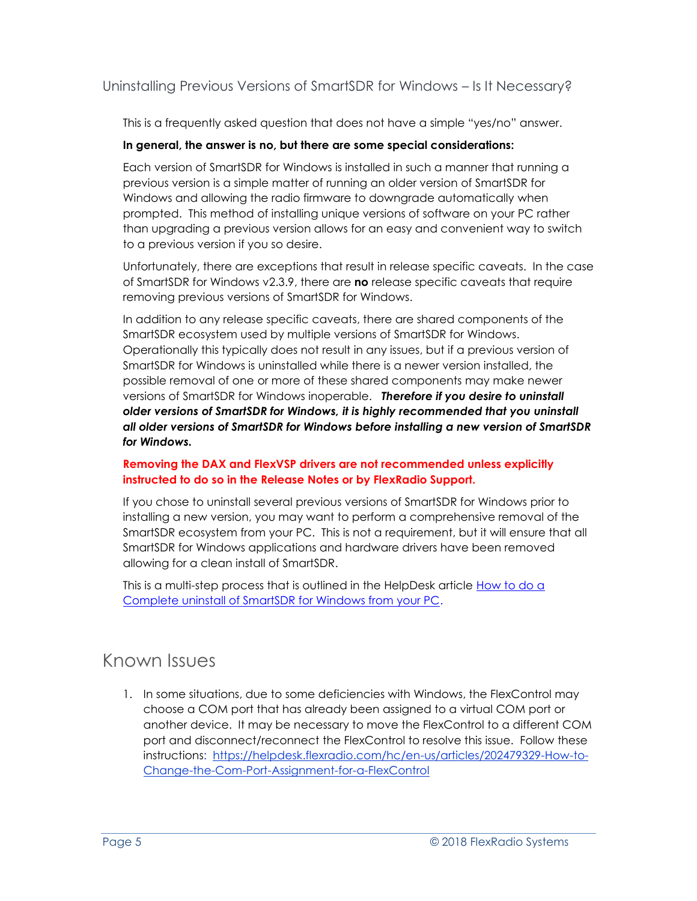## Uninstalling Previous Versions of SmartSDR for Windows – Is It Necessary?

This is a frequently asked question that does not have a simple "yes/no" answer.

**In general, the answer is no, but there are some special considerations:**

Each version of SmartSDR for Windows is installed in such a manner that running a previous version is a simple matter of running an older version of SmartSDR for Windows and allowing the radio firmware to downgrade automatically when prompted. This method of installing unique versions of software on your PC rather than upgrading a previous version allows for an easy and convenient way to switch to a previous version if you so desire.

Unfortunately, there are exceptions that result in release specific caveats. In the case of SmartSDR for Windows v2.3.9, there are **no** release specific caveats that require removing previous versions of SmartSDR for Windows.

In addition to any release specific caveats, there are shared components of the SmartSDR ecosystem used by multiple versions of SmartSDR for Windows. Operationally this typically does not result in any issues, but if a previous version of SmartSDR for Windows is uninstalled while there is a newer version installed, the possible removal of one or more of these shared components may make newer versions of SmartSDR for Windows inoperable. ***Therefore if you desire to uninstall older versions of SmartSDR for Windows, it is highly recommended that you uninstall all older versions of SmartSDR for Windows before installing a new version of SmartSDR for Windows.***

**Removing the DAX and FlexVSP drivers are not recommended unless explicitly instructed to do so in the Release Notes or by FlexRadio Support.**

If you chose to uninstall several previous versions of SmartSDR for Windows prior to installing a new version, you may want to perform a comprehensive removal of the SmartSDR ecosystem from your PC. This is not a requirement, but it will ensure that all SmartSDR for Windows applications and hardware drivers have been removed allowing for a clean install of SmartSDR.

This is a multi-step process that is outlined in the HelpDesk article How to do a Complete uninstall of SmartSDR for Windows from your PC.

# Known Issues

1. In some situations, due to some deficiencies with Windows, the FlexControl may choose a COM port that has already been assigned to a virtual COM port or another device. It may be necessary to move the FlexControl to a different COM port and disconnect/reconnect the FlexControl to resolve this issue. Follow these instructions: https://helpdesk.flexradio.com/hc/en-us/articles/202479329-How-to-Change-the-Com-Port-Assignment-for-a-FlexControl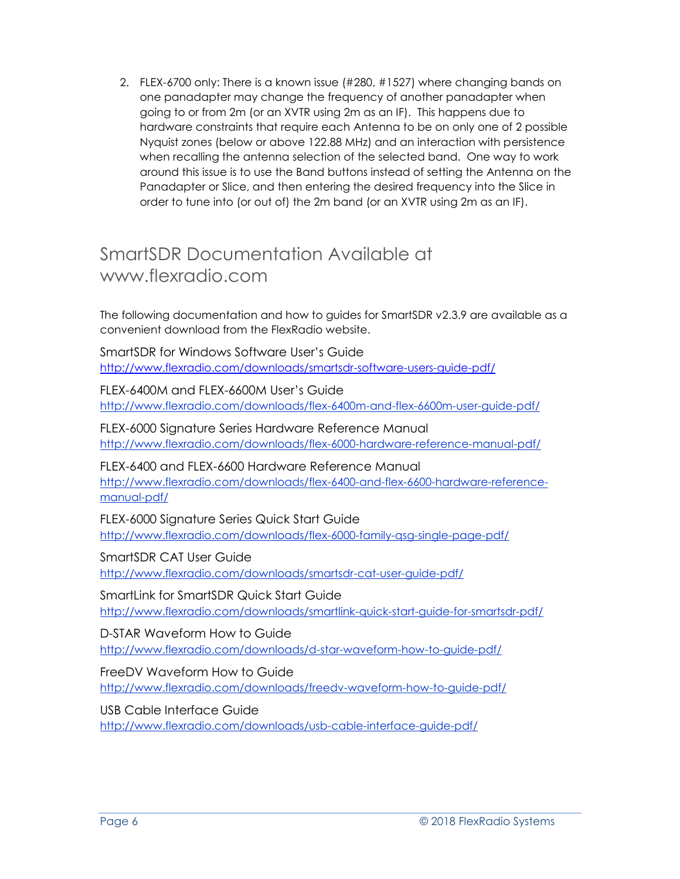2. FLEX-6700 only: There is a known issue (#280, #1527) where changing bands on one panadapter may change the frequency of another panadapter when going to or from 2m (or an XVTR using 2m as an IF). This happens due to hardware constraints that require each Antenna to be on only one of 2 possible Nyquist zones (below or above 122.88 MHz) and an interaction with persistence when recalling the antenna selection of the selected band. One way to work around this issue is to use the Band buttons instead of setting the Antenna on the Panadapter or Slice, and then entering the desired frequency into the Slice in order to tune into (or out of) the 2m band (or an XVTR using 2m as an IF).

# SmartSDR Documentation Available at www.flexradio.com

The following documentation and how to guides for SmartSDR v2.3.9 are available as a convenient download from the FlexRadio website.

SmartSDR for Windows Software User's Guide
http://www.flexradio.com/downloads/smartsdr-software-users-guide-pdf/

FLEX-6400M and FLEX-6600M User's Guide
http://www.flexradio.com/downloads/flex-6400m-and-flex-6600m-user-guide-pdf/

FLEX-6000 Signature Series Hardware Reference Manual
http://www.flexradio.com/downloads/flex-6000-hardware-reference-manual-pdf/

FLEX-6400 and FLEX-6600 Hardware Reference Manual
http://www.flexradio.com/downloads/flex-6400-and-flex-6600-hardware-reference-manual-pdf/

FLEX-6000 Signature Series Quick Start Guide
http://www.flexradio.com/downloads/flex-6000-family-qsg-single-page-pdf/

SmartSDR CAT User Guide
http://www.flexradio.com/downloads/smartsdr-cat-user-guide-pdf/

SmartLink for SmartSDR Quick Start Guide
http://www.flexradio.com/downloads/smartlink-quick-start-guide-for-smartsdr-pdf/

D-STAR Waveform How to Guide
http://www.flexradio.com/downloads/d-star-waveform-how-to-guide-pdf/

FreeDV Waveform How to Guide
http://www.flexradio.com/downloads/freedv-waveform-how-to-guide-pdf/

USB Cable Interface Guide
http://www.flexradio.com/downloads/usb-cable-interface-guide-pdf/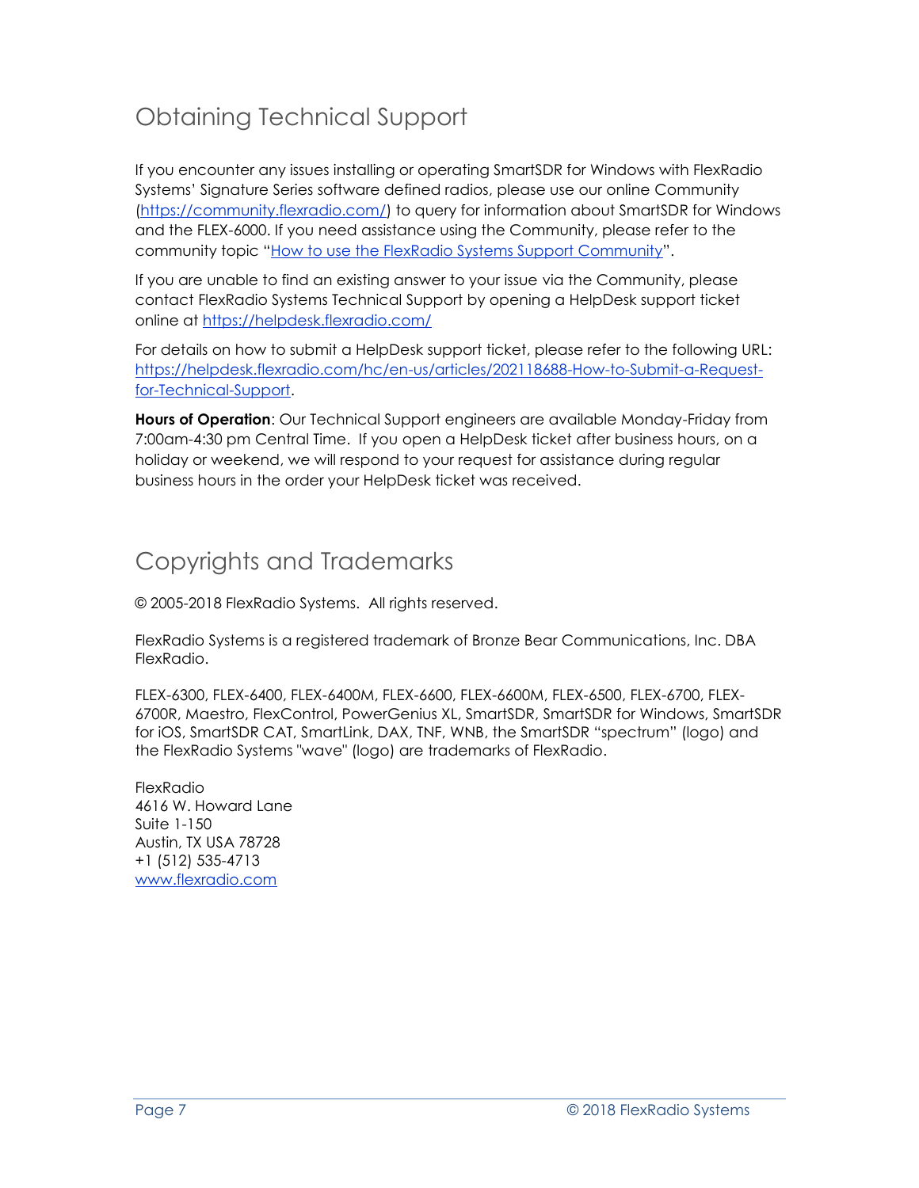# Obtaining Technical Support

If you encounter any issues installing or operating SmartSDR for Windows with FlexRadio Systems' Signature Series software defined radios, please use our online Community ([https://community.flexradio.com/](https://community.flexradio.com/)) to query for information about SmartSDR for Windows and the FLEX-6000. If you need assistance using the Community, please refer to the community topic "How to use the FlexRadio Systems Support Community".

If you are unable to find an existing answer to your issue via the Community, please contact FlexRadio Systems Technical Support by opening a HelpDesk support ticket online at [https://helpdesk.flexradio.com/](https://helpdesk.flexradio.com/)

For details on how to submit a HelpDesk support ticket, please refer to the following URL: [https://helpdesk.flexradio.com/hc/en-us/articles/202118688-How-to-Submit-a-Request-for-Technical-Support](https://helpdesk.flexradio.com/hc/en-us/articles/202118688-How-to-Submit-a-Request-for-Technical-Support).

**Hours of Operation**: Our Technical Support engineers are available Monday-Friday from 7:00am-4:30 pm Central Time. If you open a HelpDesk ticket after business hours, on a holiday or weekend, we will respond to your request for assistance during regular business hours in the order your HelpDesk ticket was received.

# Copyrights and Trademarks

© 2005-2018 FlexRadio Systems. All rights reserved.

FlexRadio Systems is a registered trademark of Bronze Bear Communications, Inc. DBA FlexRadio.

FLEX-6300, FLEX-6400, FLEX-6400M, FLEX-6600, FLEX-6600M, FLEX-6500, FLEX-6700, FLEX-6700R, Maestro, FlexControl, PowerGenius XL, SmartSDR, SmartSDR for Windows, SmartSDR for iOS, SmartSDR CAT, SmartLink, DAX, TNF, WNB, the SmartSDR "spectrum" (logo) and the FlexRadio Systems "wave" (logo) are trademarks of FlexRadio.

FlexRadio
4616 W. Howard Lane
Suite 1-150
Austin, TX USA 78728
+1 (512) 535-4713
[www.flexradio.com](www.flexradio.com)